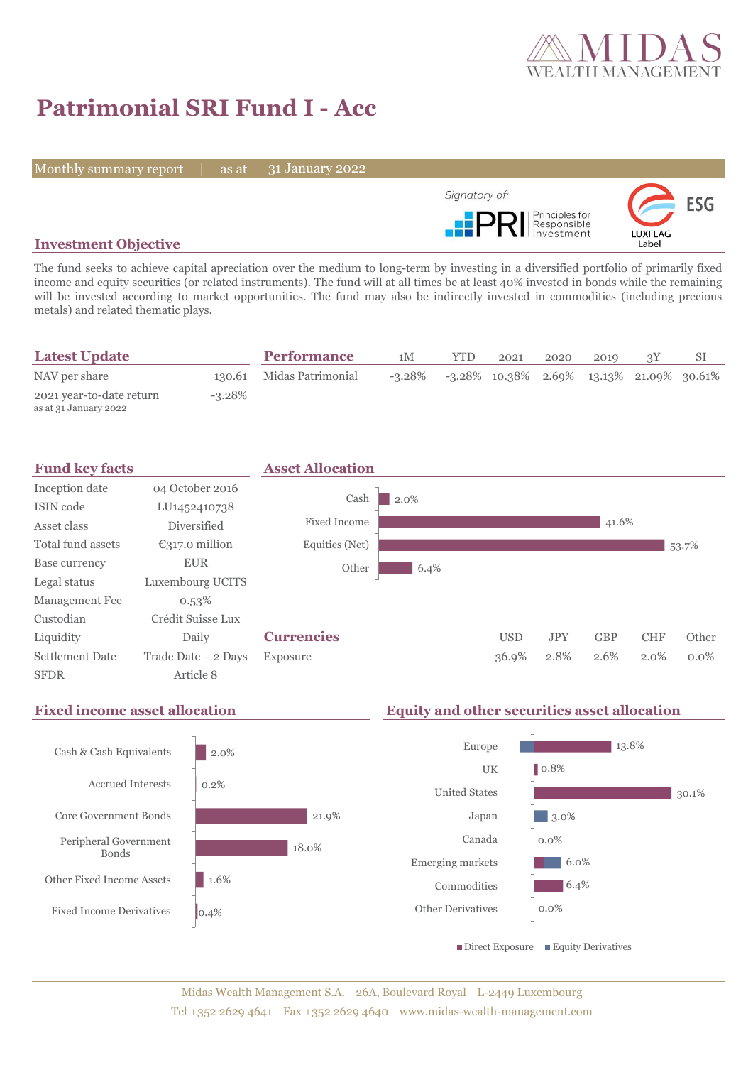# Patrimonial SRI Fund I - Acc

Monthly summary report | as at 31 January 2022

Signatory of: PRI Principles for Responsible Investment

LUXFLAG ESG Label

## Investment Objective

The fund seeks to achieve capital apreciation over the medium to long-term by investing in a diversified portfolio of primarily fixed income and equity securities (or related instruments). The fund will at all times be at least 40% invested in bonds while the remaining will be invested according to market opportunities. The fund may also be indirectly invested in commodities (including precious metals) and related thematic plays.

## Latest Update

| | |
|---|---|
| NAV per share | 130.61 |
| 2021 year-to-date return<br>as at 31 January 2022 | -3.28% |

## Performance

| | 1M | YTD | 2021 | 2020 | 2019 | 3Y | SI |
|---|---|---|---|---|---|---|---|
| Midas Patrimonial | -3.28% | -3.28% | 10.38% | 2.69% | 13.13% | 21.09% | 30.61% |

## Fund key facts

| | |
|---|---|
| Inception date | 04 October 2016 |
| ISIN code | LU1452410738 |
| Asset class | Diversified |
| Total fund assets | €317.0 million |
| Base currency | EUR |
| Legal status | Luxembourg UCITS |
| Management Fee | 0.53% |
| Custodian | Crédit Suisse Lux |
| Liquidity | Daily |
| Settlement Date | Trade Date + 2 Days |
| SFDR | Article 8 |

## Asset Allocation

| | |
|---|---|
| Cash | 2.0% |
| Fixed Income | 41.6% |
| Equities (Net) | 53.7% |
| Other | 6.4% |

## Currencies

| | USD | JPY | GBP | CHF | Other |
|---|---|---|---|---|---|
| Exposure | 36.9% | 2.8% | 2.6% | 2.0% | 0.0% |

## Fixed income asset allocation

| | |
|---|---|
| Cash & Cash Equivalents | 2.0% |
| Accrued Interests | 0.2% |
| Core Government Bonds | 21.9% |
| Peripheral Government Bonds | 18.0% |
| Other Fixed Income Assets | 1.6% |
| Fixed Income Derivatives | 0.4% |

## Equity and other securities asset allocation

| | |
|---|---|
| Europe | 13.8% |
| UK | 0.8% |
| United States | 30.1% |
| Japan | 3.0% |
| Canada | 0.0% |
| Emerging markets | 6.0% |
| Commodities | 6.4% |
| Other Derivatives | 0.0% |

■ Direct Exposure ■ Equity Derivatives

Midas Wealth Management S.A. 26A, Boulevard Royal L-2449 Luxembourg
Tel +352 2629 4641 Fax +352 2629 4640 www.midas-wealth-management.com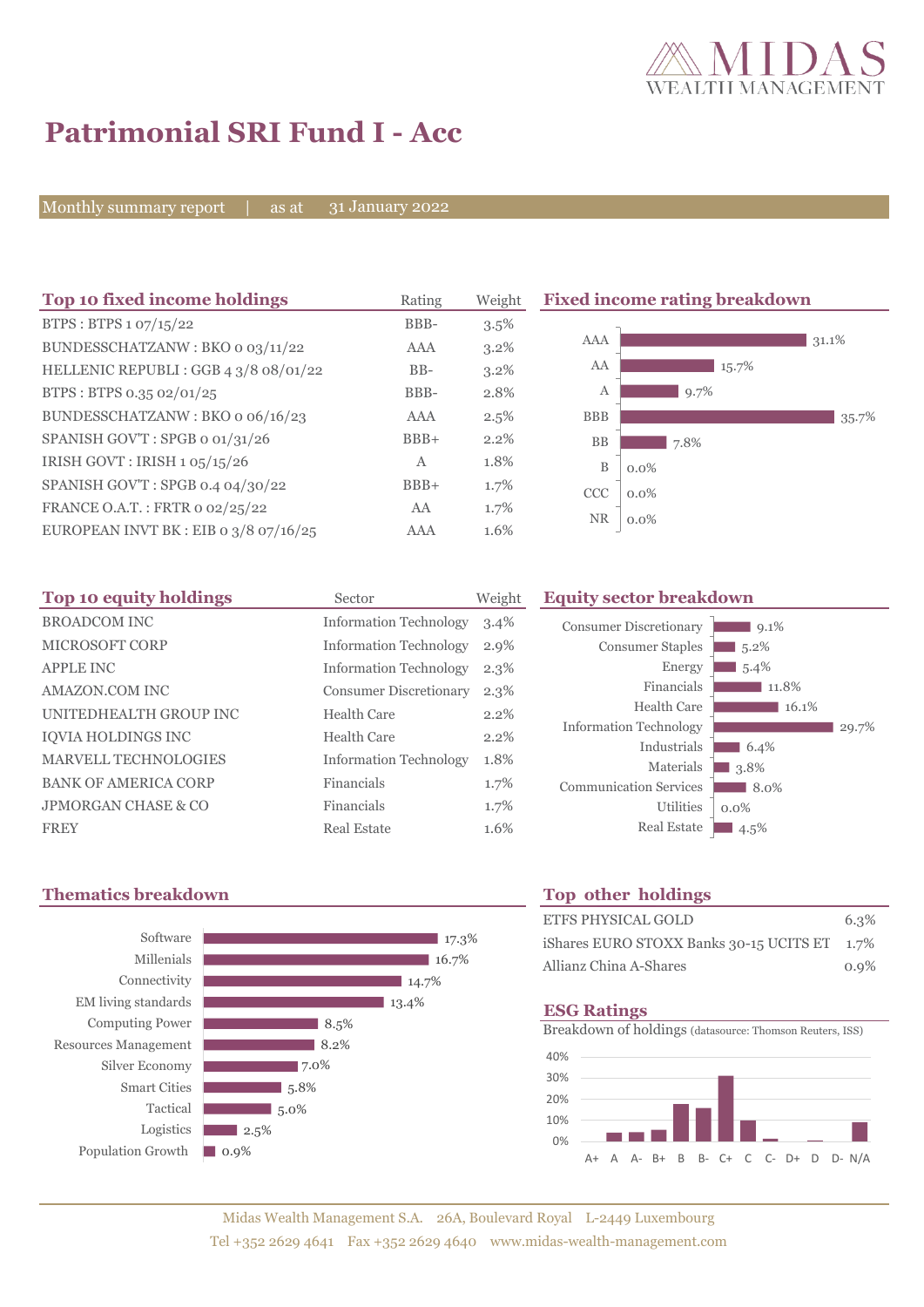MIDAS WEALTH MANAGEMENT

# Patrimonial SRI Fund I - Acc

Monthly summary report | as at 31 January 2022

## Top 10 fixed income holdings

| Top 10 fixed income holdings | Rating | Weight |
|---|---|---|
| BTPS : BTPS 1 07/15/22 | BBB- | 3.5% |
| BUNDESSCHATZANW : BKO 0 03/11/22 | AAA | 3.2% |
| HELLENIC REPUBLI : GGB 4 3/8 08/01/22 | BB- | 3.2% |
| BTPS : BTPS 0.35 02/01/25 | BBB- | 2.8% |
| BUNDESSCHATZANW : BKO 0 06/16/23 | AAA | 2.5% |
| SPANISH GOV'T : SPGB 0 01/31/26 | BBB+ | 2.2% |
| IRISH GOVT : IRISH 1 05/15/26 | A | 1.8% |
| SPANISH GOV'T : SPGB 0.4 04/30/22 | BBB+ | 1.7% |
| FRANCE O.A.T. : FRTR 0 02/25/22 | AA | 1.7% |
| EUROPEAN INVT BK : EIB 0 3/8 07/16/25 | AAA | 1.6% |

## Fixed income rating breakdown

| Rating | Weight |
|---|---|
| AAA | 31.1% |
| AA | 15.7% |
| A | 9.7% |
| BBB | 35.7% |
| BB | 7.8% |
| B | 0.0% |
| CCC | 0.0% |
| NR | 0.0% |

## Top 10 equity holdings

| Top 10 equity holdings | Sector | Weight |
|---|---|---|
| BROADCOM INC | Information Technology | 3.4% |
| MICROSOFT CORP | Information Technology | 2.9% |
| APPLE INC | Information Technology | 2.3% |
| AMAZON.COM INC | Consumer Discretionary | 2.3% |
| UNITEDHEALTH GROUP INC | Health Care | 2.2% |
| IQVIA HOLDINGS INC | Health Care | 2.2% |
| MARVELL TECHNOLOGIES | Information Technology | 1.8% |
| BANK OF AMERICA CORP | Financials | 1.7% |
| JPMORGAN CHASE & CO | Financials | 1.7% |
| FREY | Real Estate | 1.6% |

## Equity sector breakdown

| Sector | Weight |
|---|---|
| Consumer Discretionary | 9.1% |
| Consumer Staples | 5.2% |
| Energy | 5.4% |
| Financials | 11.8% |
| Health Care | 16.1% |
| Information Technology | 29.7% |
| Industrials | 6.4% |
| Materials | 3.8% |
| Communication Services | 8.0% |
| Utilities | 0.0% |
| Real Estate | 4.5% |

## Thematics breakdown

| Thematic | Weight |
|---|---|
| Software | 17.3% |
| Millenials | 16.7% |
| Connectivity | 14.7% |
| EM living standards | 13.4% |
| Computing Power | 8.5% |
| Resources Management | 8.2% |
| Silver Economy | 7.0% |
| Smart Cities | 5.8% |
| Tactical | 5.0% |
| Logistics | 2.5% |
| Population Growth | 0.9% |

## Top other holdings

| Holding | Weight |
|---|---|
| ETFS PHYSICAL GOLD | 6.3% |
| iShares EURO STOXX Banks 30-15 UCITS ET | 1.7% |
| Allianz China A-Shares | 0.9% |

## ESG Ratings

Breakdown of holdings (datasource: Thomson Reuters, ISS)

Rating categories: A+, A, A-, B+, B, B-, C+, C, C-, D+, D, D-, N/A (scale 0%–40%)

Midas Wealth Management S.A. 26A, Boulevard Royal L-2449 Luxembourg
Tel +352 2629 4641 Fax +352 2629 4640 www.midas-wealth-management.com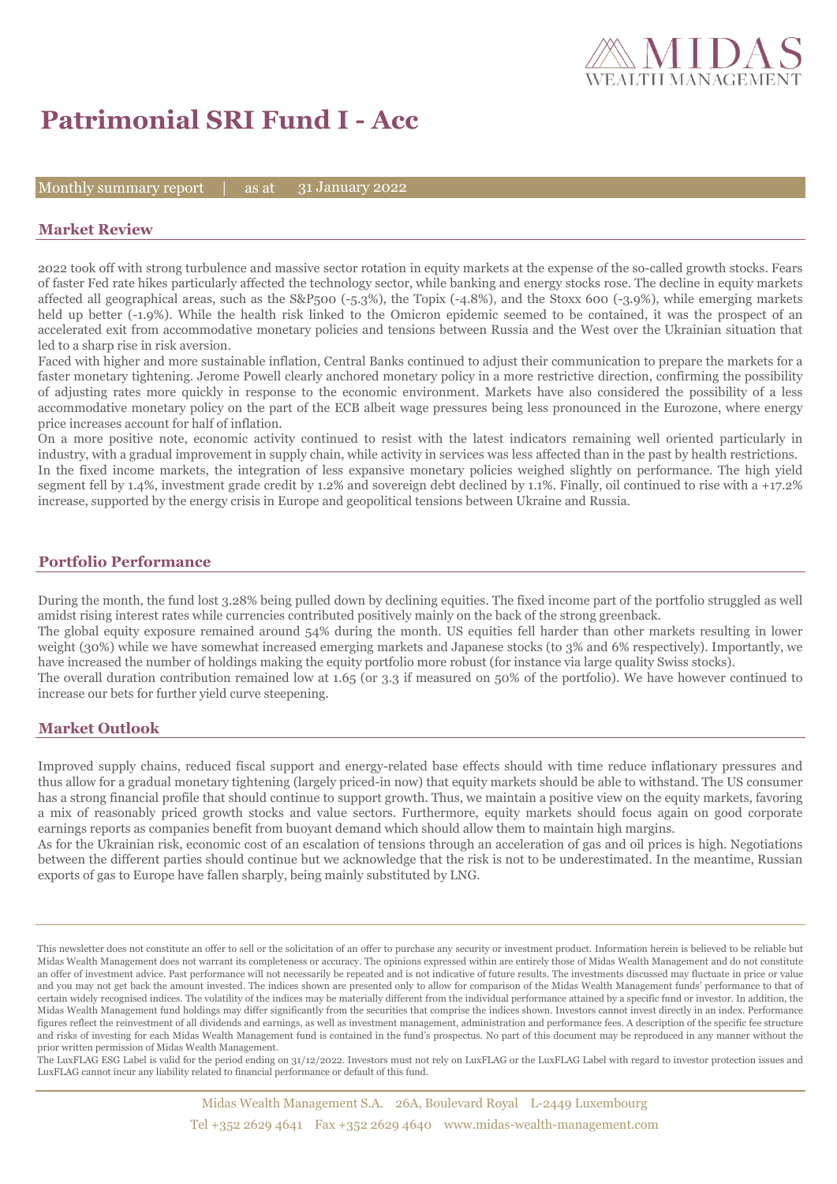# Patrimonial SRI Fund I - Acc

Monthly summary report | as at 31 January 2022

## Market Review

2022 took off with strong turbulence and massive sector rotation in equity markets at the expense of the so-called growth stocks. Fears of faster Fed rate hikes particularly affected the technology sector, while banking and energy stocks rose. The decline in equity markets affected all geographical areas, such as the S&P500 (-5.3%), the Topix (-4.8%), and the Stoxx 600 (-3.9%), while emerging markets held up better (-1.9%). While the health risk linked to the Omicron epidemic seemed to be contained, it was the prospect of an accelerated exit from accommodative monetary policies and tensions between Russia and the West over the Ukrainian situation that led to a sharp rise in risk aversion.

Faced with higher and more sustainable inflation, Central Banks continued to adjust their communication to prepare the markets for a faster monetary tightening. Jerome Powell clearly anchored monetary policy in a more restrictive direction, confirming the possibility of adjusting rates more quickly in response to the economic environment. Markets have also considered the possibility of a less accommodative monetary policy on the part of the ECB albeit wage pressures being less pronounced in the Eurozone, where energy price increases account for half of inflation.

On a more positive note, economic activity continued to resist with the latest indicators remaining well oriented particularly in industry, with a gradual improvement in supply chain, while activity in services was less affected than in the past by health restrictions.

In the fixed income markets, the integration of less expansive monetary policies weighed slightly on performance. The high yield segment fell by 1.4%, investment grade credit by 1.2% and sovereign debt declined by 1.1%. Finally, oil continued to rise with a +17.2% increase, supported by the energy crisis in Europe and geopolitical tensions between Ukraine and Russia.

## Portfolio Performance

During the month, the fund lost 3.28% being pulled down by declining equities. The fixed income part of the portfolio struggled as well amidst rising interest rates while currencies contributed positively mainly on the back of the strong greenback.

The global equity exposure remained around 54% during the month. US equities fell harder than other markets resulting in lower weight (30%) while we have somewhat increased emerging markets and Japanese stocks (to 3% and 6% respectively). Importantly, we have increased the number of holdings making the equity portfolio more robust (for instance via large quality Swiss stocks).

The overall duration contribution remained low at 1.65 (or 3.3 if measured on 50% of the portfolio). We have however continued to increase our bets for further yield curve steepening.

## Market Outlook

Improved supply chains, reduced fiscal support and energy-related base effects should with time reduce inflationary pressures and thus allow for a gradual monetary tightening (largely priced-in now) that equity markets should be able to withstand. The US consumer has a strong financial profile that should continue to support growth. Thus, we maintain a positive view on the equity markets, favoring a mix of reasonably priced growth stocks and value sectors. Furthermore, equity markets should focus again on good corporate earnings reports as companies benefit from buoyant demand which should allow them to maintain high margins.

As for the Ukrainian risk, economic cost of an escalation of tensions through an acceleration of gas and oil prices is high. Negotiations between the different parties should continue but we acknowledge that the risk is not to be underestimated. In the meantime, Russian exports of gas to Europe have fallen sharply, being mainly substituted by LNG.

---

This newsletter does not constitute an offer to sell or the solicitation of an offer to purchase any security or investment product. Information herein is believed to be reliable but Midas Wealth Management does not warrant its completeness or accuracy. The opinions expressed within are entirely those of Midas Wealth Management and do not constitute an offer of investment advice. Past performance will not necessarily be repeated and is not indicative of future results. The investments discussed may fluctuate in price or value and you may not get back the amount invested. The indices shown are presented only to allow for comparison of the Midas Wealth Management funds' performance to that of certain widely recognised indices. The volatility of the indices may be materially different from the individual performance attained by a specific fund or investor. In addition, the Midas Wealth Management fund holdings may differ significantly from the securities that comprise the indices shown. Investors cannot invest directly in an index. Performance figures reflect the reinvestment of all dividends and earnings, as well as investment management, administration and performance fees. A description of the specific fee structure and risks of investing for each Midas Wealth Management fund is contained in the fund's prospectus. No part of this document may be reproduced in any manner without the prior written permission of Midas Wealth Management.

The LuxFLAG ESG Label is valid for the period ending on 31/12/2022. Investors must not rely on LuxFLAG or the LuxFLAG Label with regard to investor protection issues and LuxFLAG cannot incur any liability related to financial performance or default of this fund.

Midas Wealth Management S.A. 26A, Boulevard Royal L-2449 Luxembourg

Tel +352 2629 4641 Fax +352 2629 4640 www.midas-wealth-management.com